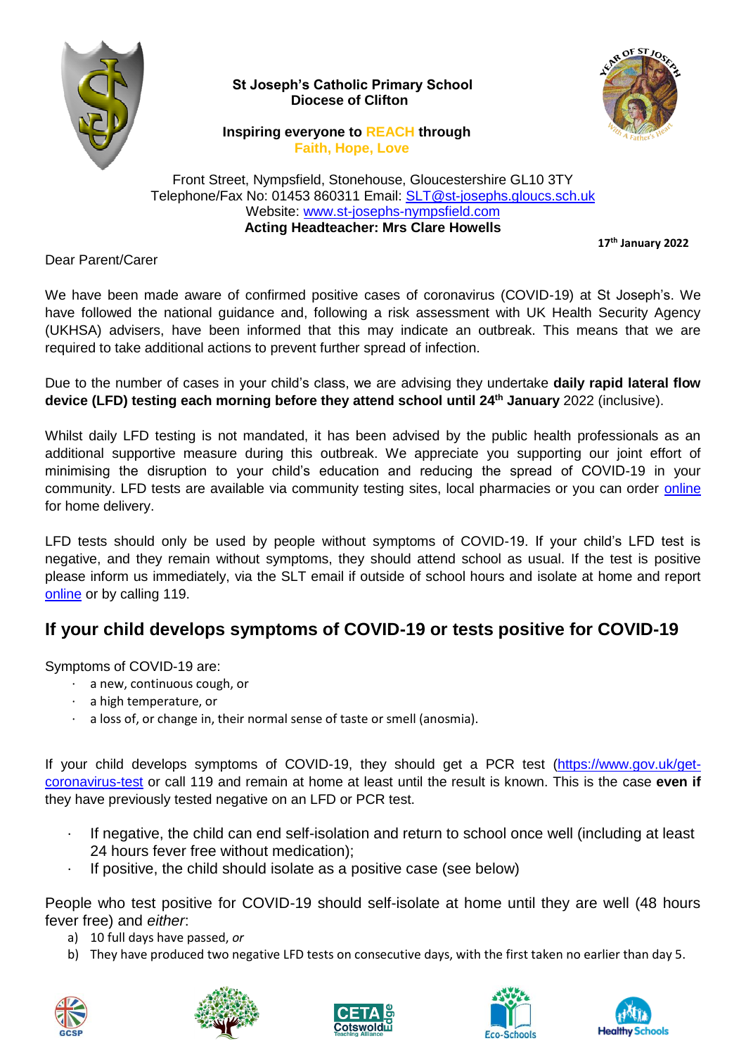**St Joseph's Catholic Primary School**
**Diocese of Clifton**

**Inspiring everyone to REACH through**
**Faith, Hope, Love**

Front Street, Nympsfield, Stonehouse, Gloucestershire GL10 3TY
Telephone/Fax No: 01453 860311 Email: SLT@st-josephs.gloucs.sch.uk
Website: www.st-josephs-nympsfield.com
**Acting Headteacher: Mrs Clare Howells**

**17th January 2022**

Dear Parent/Carer

We have been made aware of confirmed positive cases of coronavirus (COVID-19) at St Joseph's. We have followed the national guidance and, following a risk assessment with UK Health Security Agency (UKHSA) advisers, have been informed that this may indicate an outbreak. This means that we are required to take additional actions to prevent further spread of infection.

Due to the number of cases in your child's class, we are advising they undertake **daily rapid lateral flow device (LFD) testing each morning before they attend school until 24th January** 2022 (inclusive).

Whilst daily LFD testing is not mandated, it has been advised by the public health professionals as an additional supportive measure during this outbreak. We appreciate you supporting our joint effort of minimising the disruption to your child's education and reducing the spread of COVID-19 in your community. LFD tests are available via community testing sites, local pharmacies or you can order online for home delivery.

LFD tests should only be used by people without symptoms of COVID-19. If your child's LFD test is negative, and they remain without symptoms, they should attend school as usual. If the test is positive please inform us immediately, via the SLT email if outside of school hours and isolate at home and report online or by calling 119.

## If your child develops symptoms of COVID-19 or tests positive for COVID-19

Symptoms of COVID-19 are:

- a new, continuous cough, or
- a high temperature, or
- a loss of, or change in, their normal sense of taste or smell (anosmia).

If your child develops symptoms of COVID-19, they should get a PCR test (https://www.gov.uk/get-coronavirus-test or call 119 and remain at home at least until the result is known. This is the case **even if** they have previously tested negative on an LFD or PCR test.

- If negative, the child can end self-isolation and return to school once well (including at least 24 hours fever free without medication);
- If positive, the child should isolate as a positive case (see below)

People who test positive for COVID-19 should self-isolate at home until they are well (48 hours fever free) and *either*:

a) 10 full days have passed, *or*
b) They have produced two negative LFD tests on consecutive days, with the first taken no earlier than day 5.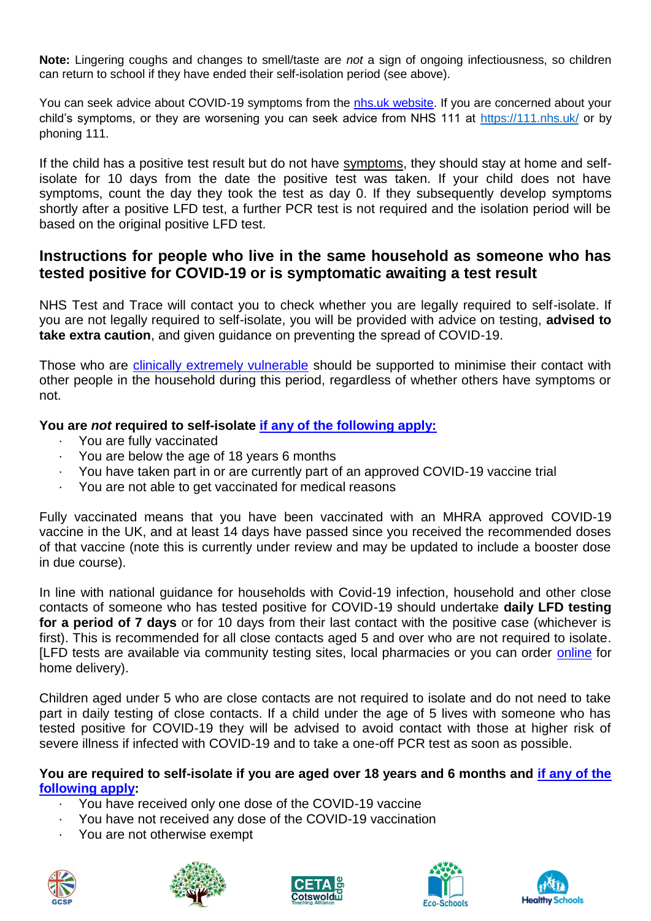**Note:** Lingering coughs and changes to smell/taste are *not* a sign of ongoing infectiousness, so children can return to school if they have ended their self-isolation period (see above).

You can seek advice about COVID-19 symptoms from the [nhs.uk website](). If you are concerned about your child's symptoms, or they are worsening you can seek advice from NHS 111 at [https://111.nhs.uk/](https://111.nhs.uk/) or by phoning 111.

If the child has a positive test result but do not have symptoms, they should stay at home and self-isolate for 10 days from the date the positive test was taken. If your child does not have symptoms, count the day they took the test as day 0. If they subsequently develop symptoms shortly after a positive LFD test, a further PCR test is not required and the isolation period will be based on the original positive LFD test.

## Instructions for people who live in the same household as someone who has tested positive for COVID-19 or is symptomatic awaiting a test result

NHS Test and Trace will contact you to check whether you are legally required to self-isolate. If you are not legally required to self-isolate, you will be provided with advice on testing, **advised to take extra caution**, and given guidance on preventing the spread of COVID-19.

Those who are [clinically extremely vulnerable]() should be supported to minimise their contact with other people in the household during this period, regardless of whether others have symptoms or not.

**You are *not* required to self-isolate [if any of the following apply:]()**

- You are fully vaccinated
- You are below the age of 18 years 6 months
- You have taken part in or are currently part of an approved COVID-19 vaccine trial
- You are not able to get vaccinated for medical reasons

Fully vaccinated means that you have been vaccinated with an MHRA approved COVID-19 vaccine in the UK, and at least 14 days have passed since you received the recommended doses of that vaccine (note this is currently under review and may be updated to include a booster dose in due course).

In line with national guidance for households with Covid-19 infection, household and other close contacts of someone who has tested positive for COVID-19 should undertake **daily LFD testing for a period of 7 days** or for 10 days from their last contact with the positive case (whichever is first). This is recommended for all close contacts aged 5 and over who are not required to isolate. [LFD tests are available via community testing sites, local pharmacies or you can order [online]() for home delivery).

Children aged under 5 who are close contacts are not required to isolate and do not need to take part in daily testing of close contacts. If a child under the age of 5 lives with someone who has tested positive for COVID-19 they will be advised to avoid contact with those at higher risk of severe illness if infected with COVID-19 and to take a one-off PCR test as soon as possible.

**You are required to self-isolate if you are aged over 18 years and 6 months and [if any of the following apply]():**

- You have received only one dose of the COVID-19 vaccine
- You have not received any dose of the COVID-19 vaccination
- You are not otherwise exempt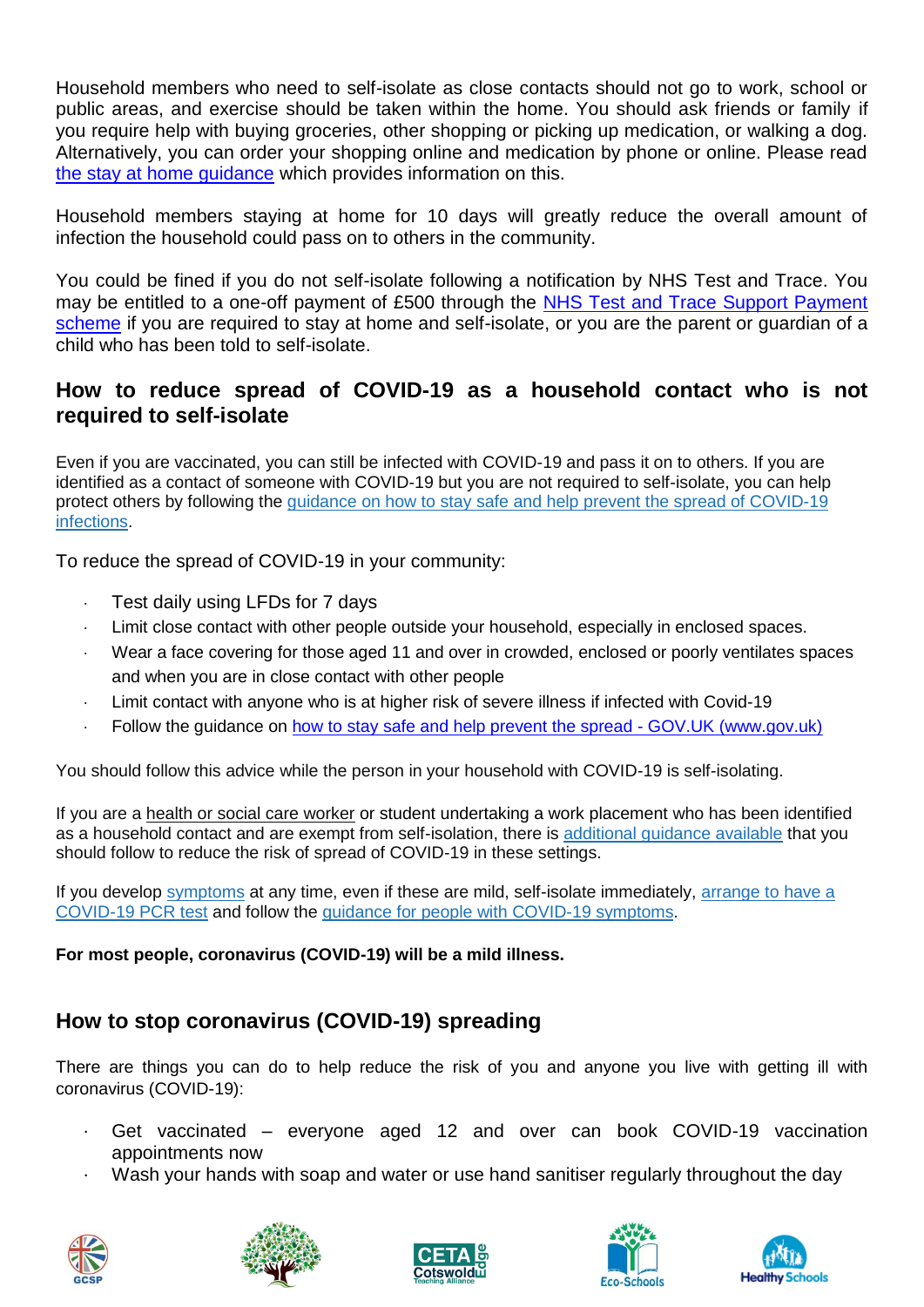Household members who need to self-isolate as close contacts should not go to work, school or public areas, and exercise should be taken within the home. You should ask friends or family if you require help with buying groceries, other shopping or picking up medication, or walking a dog. Alternatively, you can order your shopping online and medication by phone or online. Please read [the stay at home guidance] which provides information on this.

Household members staying at home for 10 days will greatly reduce the overall amount of infection the household could pass on to others in the community.

You could be fined if you do not self-isolate following a notification by NHS Test and Trace. You may be entitled to a one-off payment of £500 through the [NHS Test and Trace Support Payment scheme] if you are required to stay at home and self-isolate, or you are the parent or guardian of a child who has been told to self-isolate.

## How to reduce spread of COVID-19 as a household contact who is not required to self-isolate

Even if you are vaccinated, you can still be infected with COVID-19 and pass it on to others. If you are identified as a contact of someone with COVID-19 but you are not required to self-isolate, you can help protect others by following the [guidance on how to stay safe and help prevent the spread of COVID-19 infections].

To reduce the spread of COVID-19 in your community:

- Test daily using LFDs for 7 days
- Limit close contact with other people outside your household, especially in enclosed spaces.
- Wear a face covering for those aged 11 and over in crowded, enclosed or poorly ventilates spaces and when you are in close contact with other people
- Limit contact with anyone who is at higher risk of severe illness if infected with Covid-19
- Follow the guidance on [how to stay safe and help prevent the spread - GOV.UK (www.gov.uk)]

You should follow this advice while the person in your household with COVID-19 is self-isolating.

If you are a health or social care worker or student undertaking a work placement who has been identified as a household contact and are exempt from self-isolation, there is [additional guidance available] that you should follow to reduce the risk of spread of COVID-19 in these settings.

If you develop [symptoms] at any time, even if these are mild, self-isolate immediately, [arrange to have a COVID-19 PCR test] and follow the [guidance for people with COVID-19 symptoms].

**For most people, coronavirus (COVID-19) will be a mild illness.**

## How to stop coronavirus (COVID-19) spreading

There are things you can do to help reduce the risk of you and anyone you live with getting ill with coronavirus (COVID-19):

- Get vaccinated – everyone aged 12 and over can book COVID-19 vaccination appointments now
- Wash your hands with soap and water or use hand sanitiser regularly throughout the day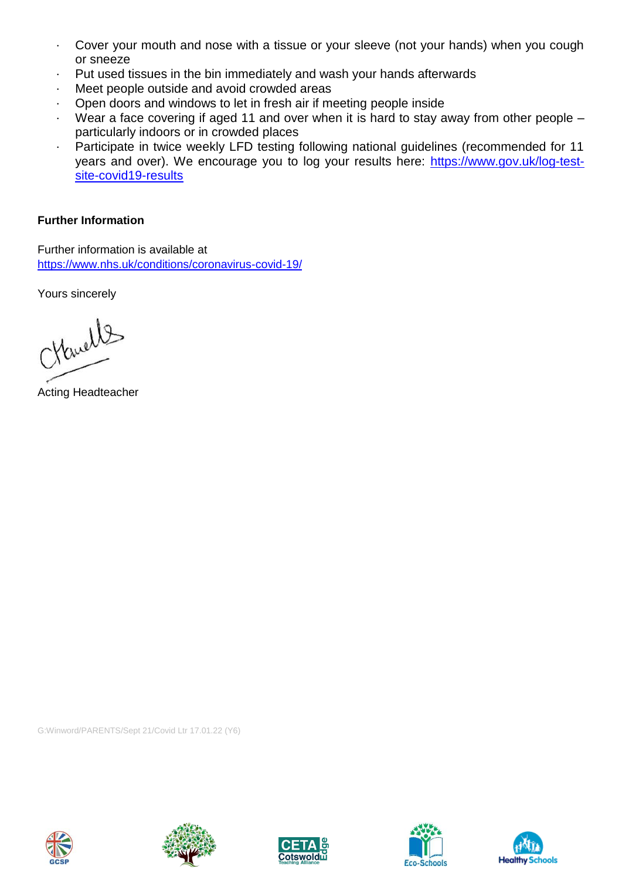- Cover your mouth and nose with a tissue or your sleeve (not your hands) when you cough or sneeze
- Put used tissues in the bin immediately and wash your hands afterwards
- Meet people outside and avoid crowded areas
- Open doors and windows to let in fresh air if meeting people inside
- Wear a face covering if aged 11 and over when it is hard to stay away from other people – particularly indoors or in crowded places
- Participate in twice weekly LFD testing following national guidelines (recommended for 11 years and over). We encourage you to log your results here: https://www.gov.uk/log-test-site-covid19-results

**Further Information**

Further information is available at
https://www.nhs.uk/conditions/coronavirus-covid-19/

Yours sincerely

Acting Headteacher

G:Winword/PARENTS/Sept 21/Covid Ltr 17.01.22 (Y6)